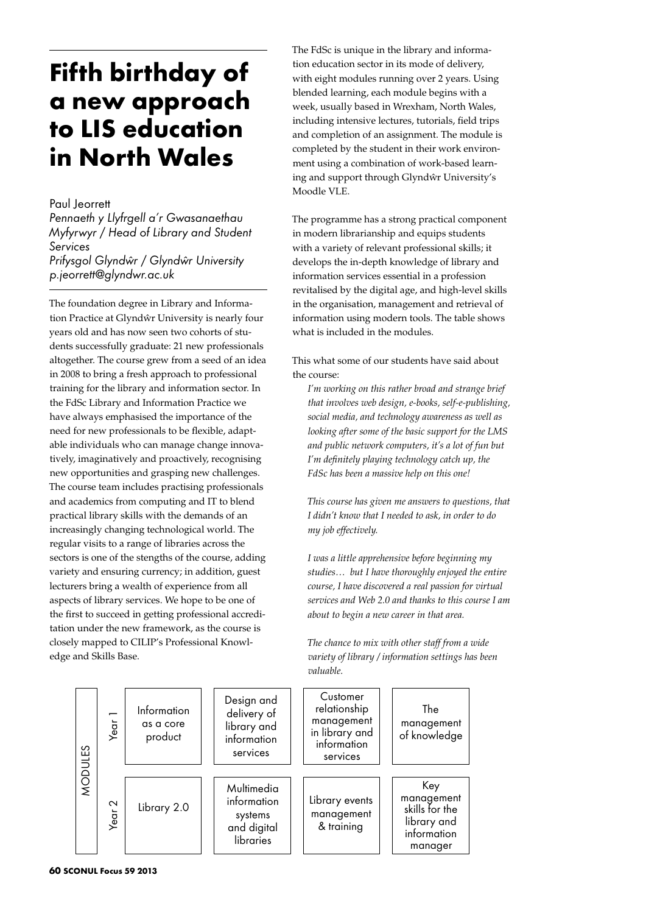# Fifth birthday of a new approach to LIS education in North Wales

Paul Jeorrett
*Pennaeth y Llyfrgell a'r Gwasanaethau Myfyrwyr / Head of Library and Student Services*
*Prifysgol Glyndŵr / Glyndŵr University*
*p.jeorrett@glyndwr.ac.uk*

The foundation degree in Library and Information Practice at Glyndŵr University is nearly four years old and has now seen two cohorts of students successfully graduate: 21 new professionals altogether. The course grew from a seed of an idea in 2008 to bring a fresh approach to professional training for the library and information sector. In the FdSc Library and Information Practice we have always emphasised the importance of the need for new professionals to be flexible, adaptable individuals who can manage change innovatively, imaginatively and proactively, recognising new opportunities and grasping new challenges. The course team includes practising professionals and academics from computing and IT to blend practical library skills with the demands of an increasingly changing technological world. The regular visits to a range of libraries across the sectors is one of the stengths of the course, adding variety and ensuring currency; in addition, guest lecturers bring a wealth of experience from all aspects of library services. We hope to be one of the first to succeed in getting professional accreditation under the new framework, as the course is closely mapped to CILIP's Professional Knowledge and Skills Base.

The FdSc is unique in the library and information education sector in its mode of delivery, with eight modules running over 2 years. Using blended learning, each module begins with a week, usually based in Wrexham, North Wales, including intensive lectures, tutorials, field trips and completion of an assignment. The module is completed by the student in their work environment using a combination of work-based learning and support through Glyndŵr University's Moodle VLE.

The programme has a strong practical component in modern librarianship and equips students with a variety of relevant professional skills; it develops the in-depth knowledge of library and information services essential in a profession revitalised by the digital age, and high-level skills in the organisation, management and retrieval of information using modern tools. The table shows what is included in the modules.

This what some of our students have said about the course:

> *I'm working on this rather broad and strange brief that involves web design, e-books, self-e-publishing, social media, and technology awareness as well as looking after some of the basic support for the LMS and public network computers, it's a lot of fun but I'm definitely playing technology catch up, the FdSc has been a massive help on this one!*
>
> *This course has given me answers to questions, that I didn't know that I needed to ask, in order to do my job effectively.*
>
> *I was a little apprehensive before beginning my studies… but I have thoroughly enjoyed the entire course, I have discovered a real passion for virtual services and Web 2.0 and thanks to this course I am about to begin a new career in that area.*
>
> *The chance to mix with other staff from a wide variety of library / information settings has been valuable.*

| MODULES | | | | |
|---|---|---|---|---|
| Year 1 | Information as a core product | Design and delivery of library and information services | Customer relationship management in library and information services | The management of knowledge |
| Year 2 | Library 2.0 | Multimedia information systems and digital libraries | Library events management & training | Key management skills for the library and information manager |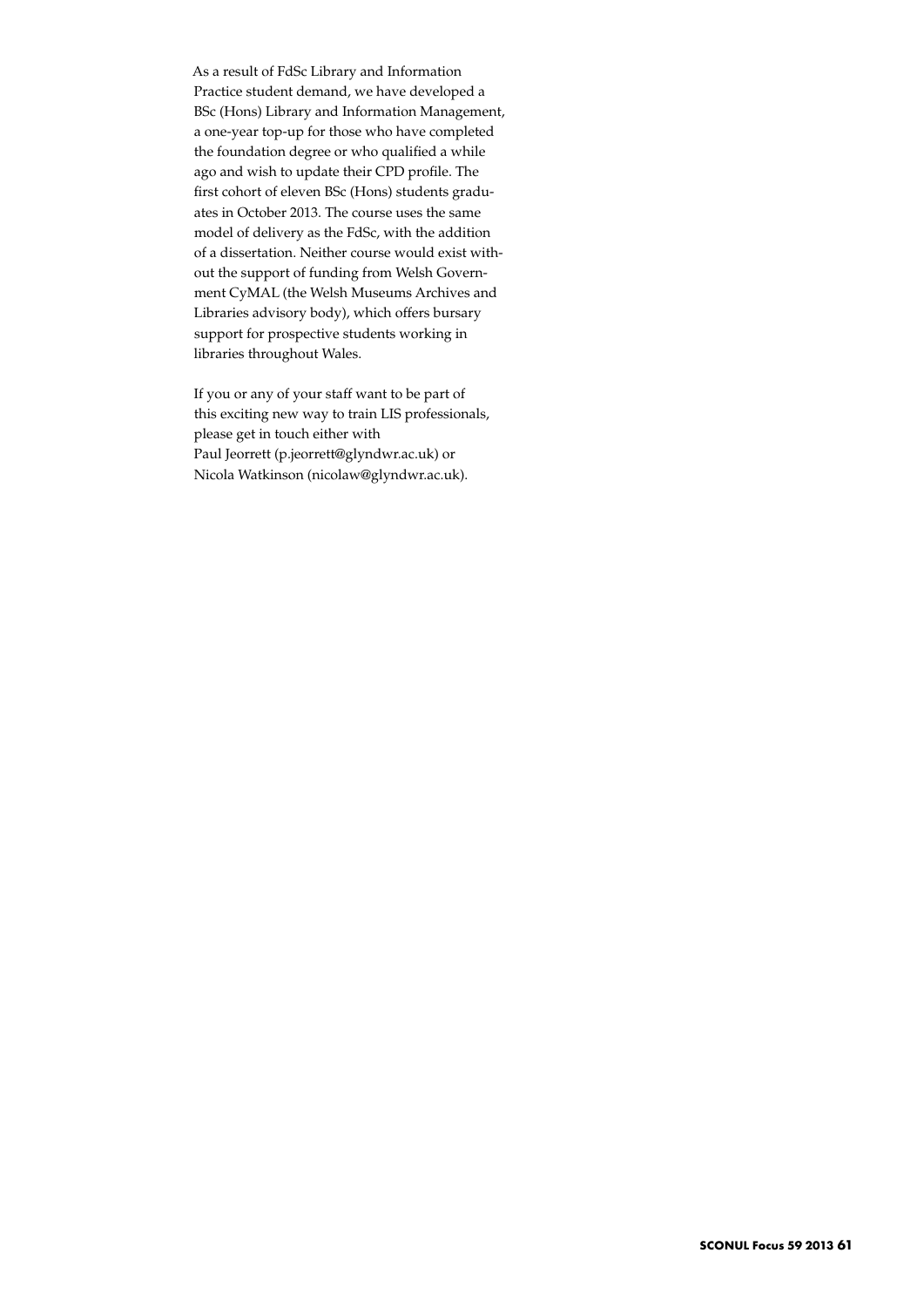As a result of FdSc Library and Information Practice student demand, we have developed a BSc (Hons) Library and Information Management, a one-year top-up for those who have completed the foundation degree or who qualified a while ago and wish to update their CPD profile. The first cohort of eleven BSc (Hons) students graduates in October 2013. The course uses the same model of delivery as the FdSc, with the addition of a dissertation. Neither course would exist without the support of funding from Welsh Government CyMAL (the Welsh Museums Archives and Libraries advisory body), which offers bursary support for prospective students working in libraries throughout Wales.

If you or any of your staff want to be part of this exciting new way to train LIS professionals, please get in touch either with Paul Jeorrett (p.jeorrett@glyndwr.ac.uk) or Nicola Watkinson (nicolaw@glyndwr.ac.uk).